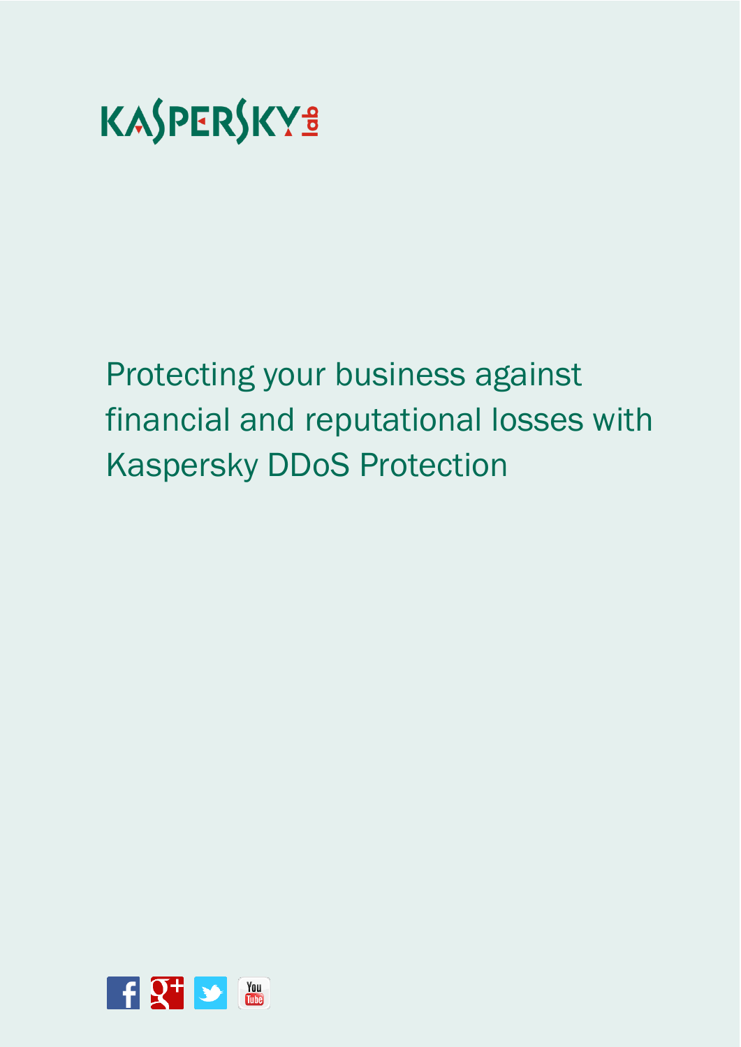# Protecting your business against financial and reputational losses with Kaspersky DDoS Protection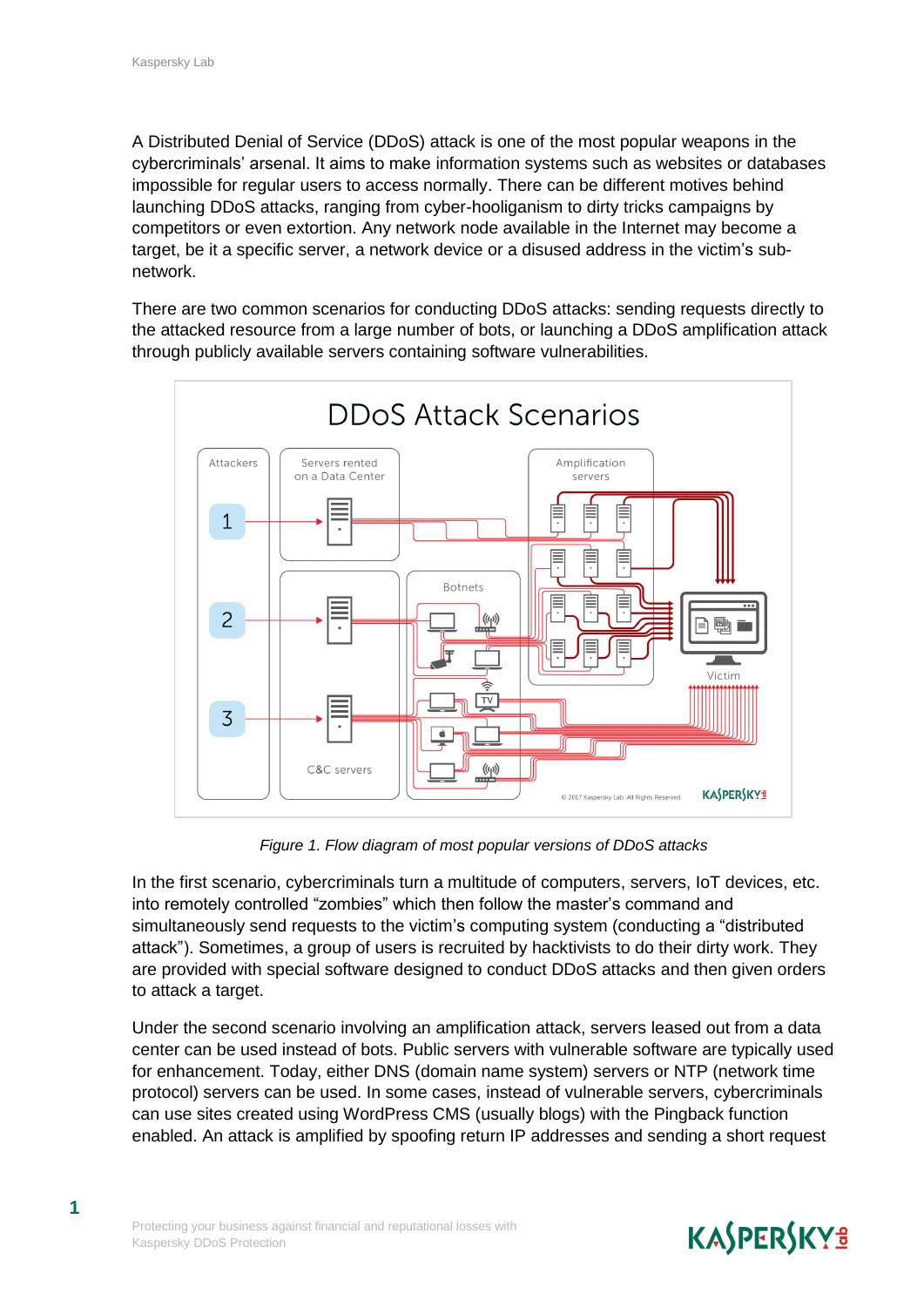A Distributed Denial of Service (DDoS) attack is one of the most popular weapons in the cybercriminals' arsenal. It aims to make information systems such as websites or databases impossible for regular users to access normally. There can be different motives behind launching DDoS attacks, ranging from cyber-hooliganism to dirty tricks campaigns by competitors or even extortion. Any network node available in the Internet may become a target, be it a specific server, a network device or a disused address in the victim's sub-network.

There are two common scenarios for conducting DDoS attacks: sending requests directly to the attacked resource from a large number of bots, or launching a DDoS amplification attack through publicly available servers containing software vulnerabilities.

*Figure 1. Flow diagram of most popular versions of DDoS attacks*

In the first scenario, cybercriminals turn a multitude of computers, servers, IoT devices, etc. into remotely controlled "zombies" which then follow the master's command and simultaneously send requests to the victim's computing system (conducting a "distributed attack"). Sometimes, a group of users is recruited by hacktivists to do their dirty work. They are provided with special software designed to conduct DDoS attacks and then given orders to attack a target.

Under the second scenario involving an amplification attack, servers leased out from a data center can be used instead of bots. Public servers with vulnerable software are typically used for enhancement. Today, either DNS (domain name system) servers or NTP (network time protocol) servers can be used. In some cases, instead of vulnerable servers, cybercriminals can use sites created using WordPress CMS (usually blogs) with the Pingback function enabled. An attack is amplified by spoofing return IP addresses and sending a short request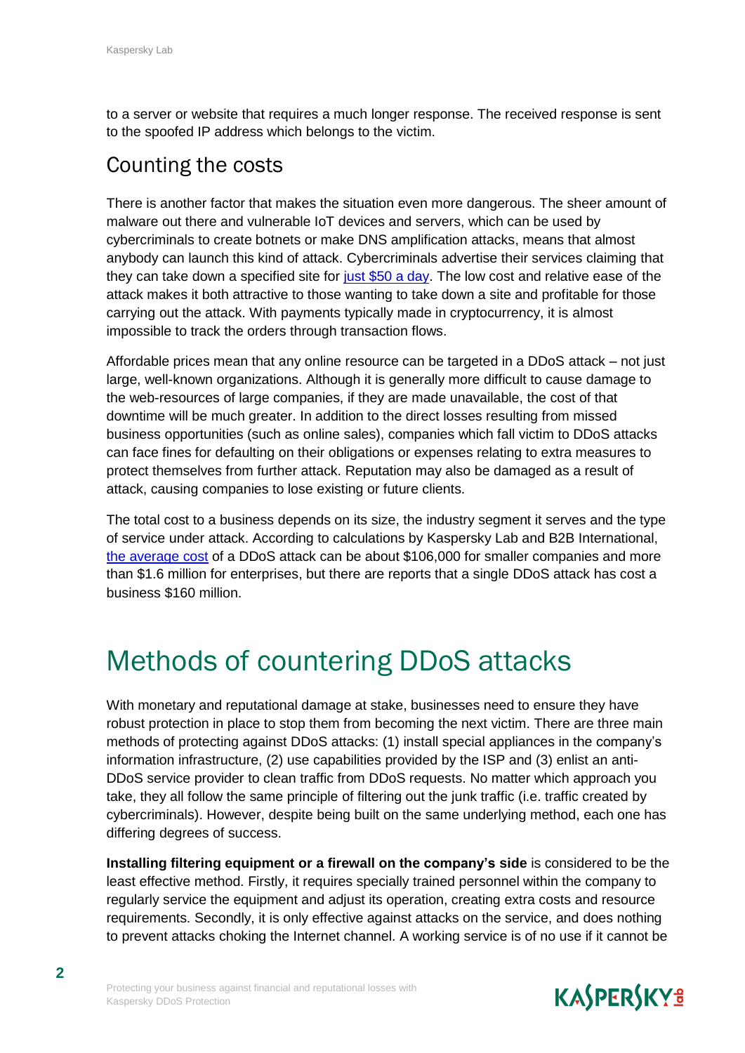to a server or website that requires a much longer response. The received response is sent to the spoofed IP address which belongs to the victim.

## Counting the costs

There is another factor that makes the situation even more dangerous. The sheer amount of malware out there and vulnerable IoT devices and servers, which can be used by cybercriminals to create botnets or make DNS amplification attacks, means that almost anybody can launch this kind of attack. Cybercriminals advertise their services claiming that they can take down a specified site for just $50 a day. The low cost and relative ease of the attack makes it both attractive to those wanting to take down a site and profitable for those carrying out the attack. With payments typically made in cryptocurrency, it is almost impossible to track the orders through transaction flows.

Affordable prices mean that any online resource can be targeted in a DDoS attack – not just large, well-known organizations. Although it is generally more difficult to cause damage to the web-resources of large companies, if they are made unavailable, the cost of that downtime will be much greater. In addition to the direct losses resulting from missed business opportunities (such as online sales), companies which fall victim to DDoS attacks can face fines for defaulting on their obligations or expenses relating to extra measures to protect themselves from further attack. Reputation may also be damaged as a result of attack, causing companies to lose existing or future clients.

The total cost to a business depends on its size, the industry segment it serves and the type of service under attack. According to calculations by Kaspersky Lab and B2B International, the average cost of a DDoS attack can be about $106,000 for smaller companies and more than $1.6 million for enterprises, but there are reports that a single DDoS attack has cost a business $160 million.

# Methods of countering DDoS attacks

With monetary and reputational damage at stake, businesses need to ensure they have robust protection in place to stop them from becoming the next victim. There are three main methods of protecting against DDoS attacks: (1) install special appliances in the company's information infrastructure, (2) use capabilities provided by the ISP and (3) enlist an anti-DDoS service provider to clean traffic from DDoS requests. No matter which approach you take, they all follow the same principle of filtering out the junk traffic (i.e. traffic created by cybercriminals). However, despite being built on the same underlying method, each one has differing degrees of success.

**Installing filtering equipment or a firewall on the company's side** is considered to be the least effective method. Firstly, it requires specially trained personnel within the company to regularly service the equipment and adjust its operation, creating extra costs and resource requirements. Secondly, it is only effective against attacks on the service, and does nothing to prevent attacks choking the Internet channel. A working service is of no use if it cannot be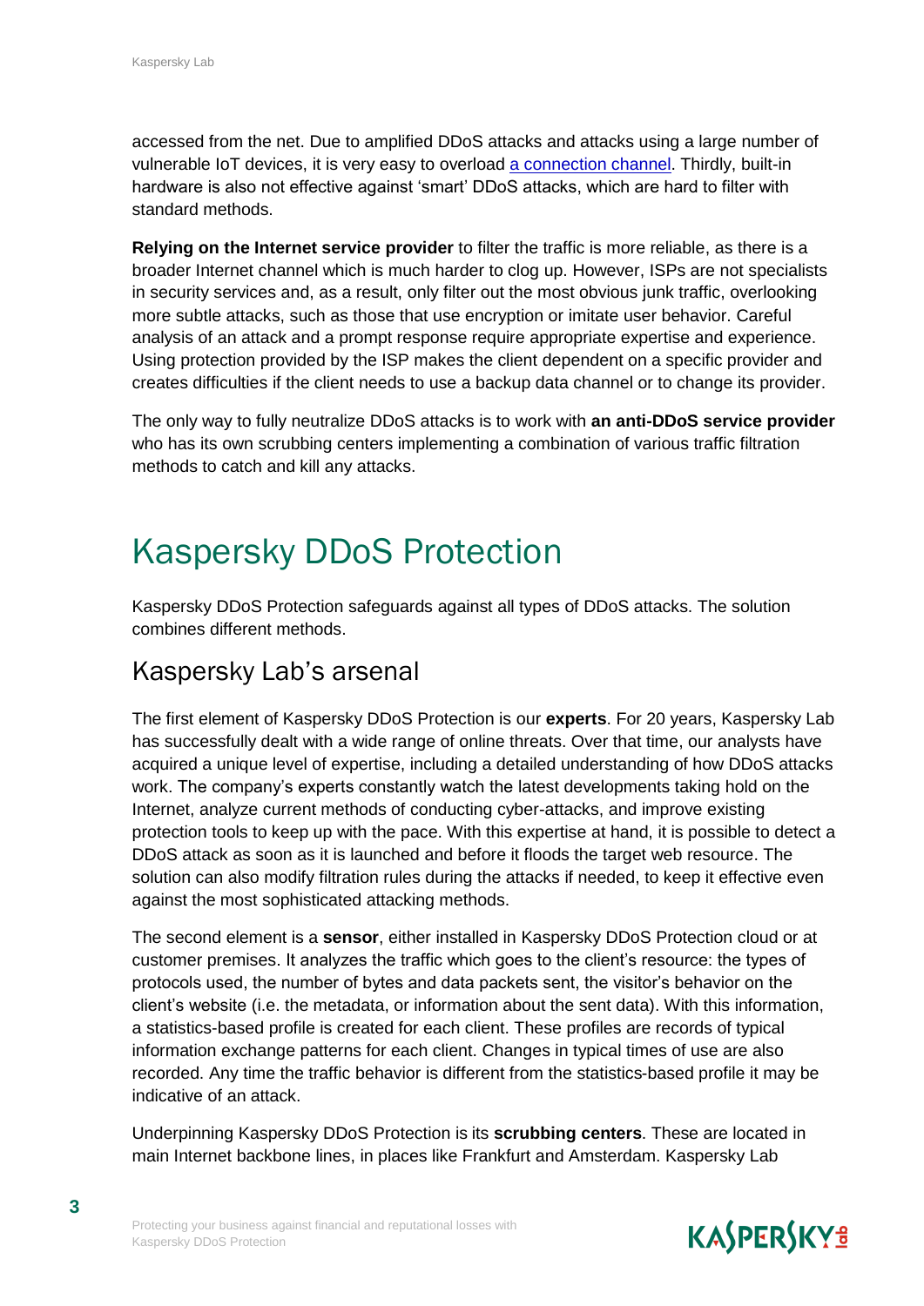accessed from the net. Due to amplified DDoS attacks and attacks using a large number of vulnerable IoT devices, it is very easy to overload a connection channel. Thirdly, built-in hardware is also not effective against 'smart' DDoS attacks, which are hard to filter with standard methods.

**Relying on the Internet service provider** to filter the traffic is more reliable, as there is a broader Internet channel which is much harder to clog up. However, ISPs are not specialists in security services and, as a result, only filter out the most obvious junk traffic, overlooking more subtle attacks, such as those that use encryption or imitate user behavior. Careful analysis of an attack and a prompt response require appropriate expertise and experience. Using protection provided by the ISP makes the client dependent on a specific provider and creates difficulties if the client needs to use a backup data channel or to change its provider.

The only way to fully neutralize DDoS attacks is to work with **an anti-DDoS service provider** who has its own scrubbing centers implementing a combination of various traffic filtration methods to catch and kill any attacks.

# Kaspersky DDoS Protection

Kaspersky DDoS Protection safeguards against all types of DDoS attacks. The solution combines different methods.

## Kaspersky Lab's arsenal

The first element of Kaspersky DDoS Protection is our **experts**. For 20 years, Kaspersky Lab has successfully dealt with a wide range of online threats. Over that time, our analysts have acquired a unique level of expertise, including a detailed understanding of how DDoS attacks work. The company's experts constantly watch the latest developments taking hold on the Internet, analyze current methods of conducting cyber-attacks, and improve existing protection tools to keep up with the pace. With this expertise at hand, it is possible to detect a DDoS attack as soon as it is launched and before it floods the target web resource. The solution can also modify filtration rules during the attacks if needed, to keep it effective even against the most sophisticated attacking methods.

The second element is a **sensor**, either installed in Kaspersky DDoS Protection cloud or at customer premises. It analyzes the traffic which goes to the client's resource: the types of protocols used, the number of bytes and data packets sent, the visitor's behavior on the client's website (i.e. the metadata, or information about the sent data). With this information, a statistics-based profile is created for each client. These profiles are records of typical information exchange patterns for each client. Changes in typical times of use are also recorded. Any time the traffic behavior is different from the statistics-based profile it may be indicative of an attack.

Underpinning Kaspersky DDoS Protection is its **scrubbing centers**. These are located in main Internet backbone lines, in places like Frankfurt and Amsterdam. Kaspersky Lab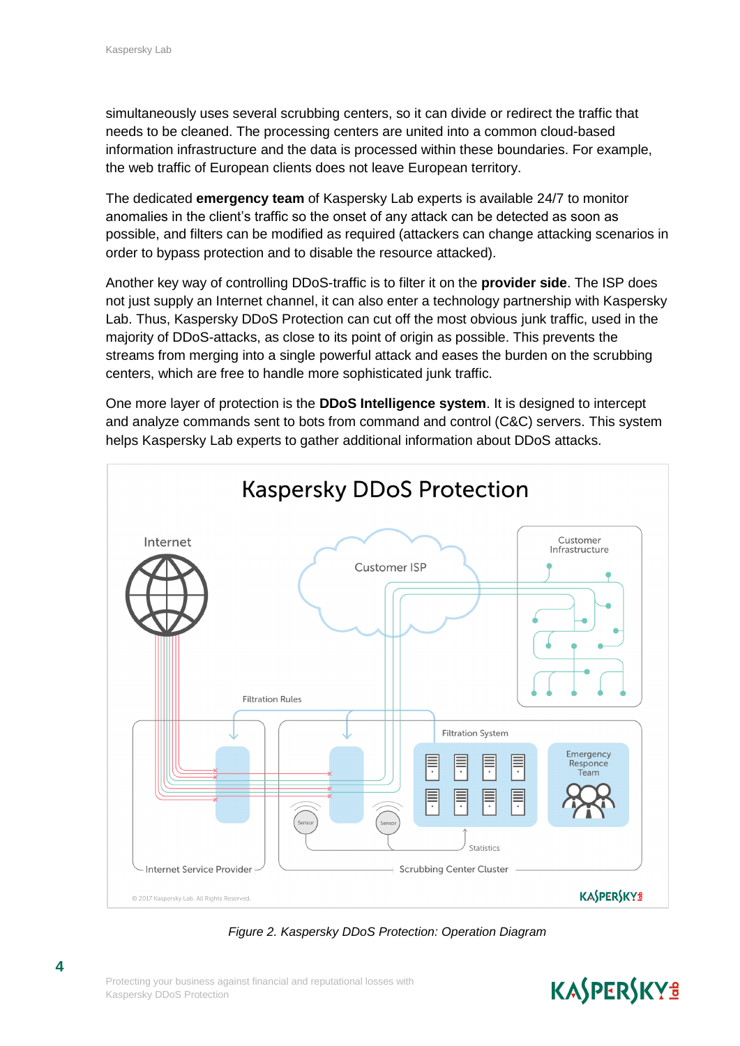simultaneously uses several scrubbing centers, so it can divide or redirect the traffic that needs to be cleaned. The processing centers are united into a common cloud-based information infrastructure and the data is processed within these boundaries. For example, the web traffic of European clients does not leave European territory.

The dedicated **emergency team** of Kaspersky Lab experts is available 24/7 to monitor anomalies in the client's traffic so the onset of any attack can be detected as soon as possible, and filters can be modified as required (attackers can change attacking scenarios in order to bypass protection and to disable the resource attacked).

Another key way of controlling DDoS-traffic is to filter it on the **provider side**. The ISP does not just supply an Internet channel, it can also enter a technology partnership with Kaspersky Lab. Thus, Kaspersky DDoS Protection can cut off the most obvious junk traffic, used in the majority of DDoS-attacks, as close to its point of origin as possible. This prevents the streams from merging into a single powerful attack and eases the burden on the scrubbing centers, which are free to handle more sophisticated junk traffic.

One more layer of protection is the **DDoS Intelligence system**. It is designed to intercept and analyze commands sent to bots from command and control (C&C) servers. This system helps Kaspersky Lab experts to gather additional information about DDoS attacks.

*Figure 2. Kaspersky DDoS Protection: Operation Diagram*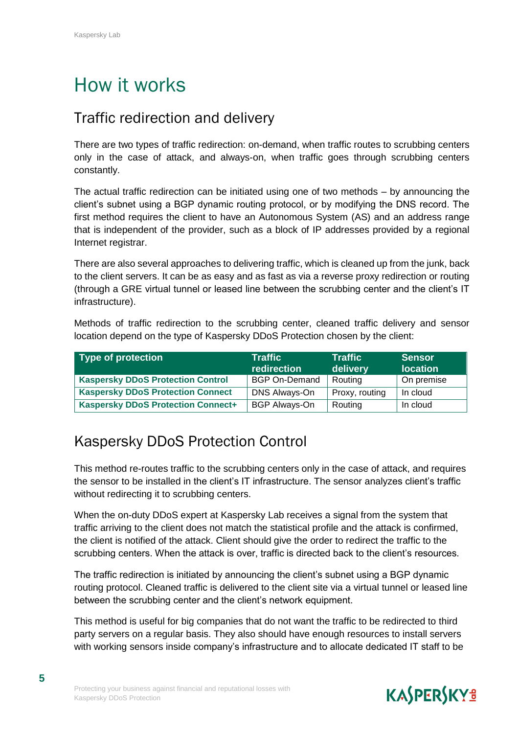# How it works

## Traffic redirection and delivery

There are two types of traffic redirection: on-demand, when traffic routes to scrubbing centers only in the case of attack, and always-on, when traffic goes through scrubbing centers constantly.

The actual traffic redirection can be initiated using one of two methods – by announcing the client's subnet using a BGP dynamic routing protocol, or by modifying the DNS record. The first method requires the client to have an Autonomous System (AS) and an address range that is independent of the provider, such as a block of IP addresses provided by a regional Internet registrar.

There are also several approaches to delivering traffic, which is cleaned up from the junk, back to the client servers. It can be as easy and as fast as via a reverse proxy redirection or routing (through a GRE virtual tunnel or leased line between the scrubbing center and the client's IT infrastructure).

Methods of traffic redirection to the scrubbing center, cleaned traffic delivery and sensor location depend on the type of Kaspersky DDoS Protection chosen by the client:

| Type of protection | Traffic redirection | Traffic delivery | Sensor location |
|---|---|---|---|
| **Kaspersky DDoS Protection Control** | BGP On-Demand | Routing | On premise |
| **Kaspersky DDoS Protection Connect** | DNS Always-On | Proxy, routing | In cloud |
| **Kaspersky DDoS Protection Connect+** | BGP Always-On | Routing | In cloud |

## Kaspersky DDoS Protection Control

This method re-routes traffic to the scrubbing centers only in the case of attack, and requires the sensor to be installed in the client's IT infrastructure. The sensor analyzes client's traffic without redirecting it to scrubbing centers.

When the on-duty DDoS expert at Kaspersky Lab receives a signal from the system that traffic arriving to the client does not match the statistical profile and the attack is confirmed, the client is notified of the attack. Client should give the order to redirect the traffic to the scrubbing centers. When the attack is over, traffic is directed back to the client's resources.

The traffic redirection is initiated by announcing the client's subnet using a BGP dynamic routing protocol. Cleaned traffic is delivered to the client site via a virtual tunnel or leased line between the scrubbing center and the client's network equipment.

This method is useful for big companies that do not want the traffic to be redirected to third party servers on a regular basis. They also should have enough resources to install servers with working sensors inside company's infrastructure and to allocate dedicated IT staff to be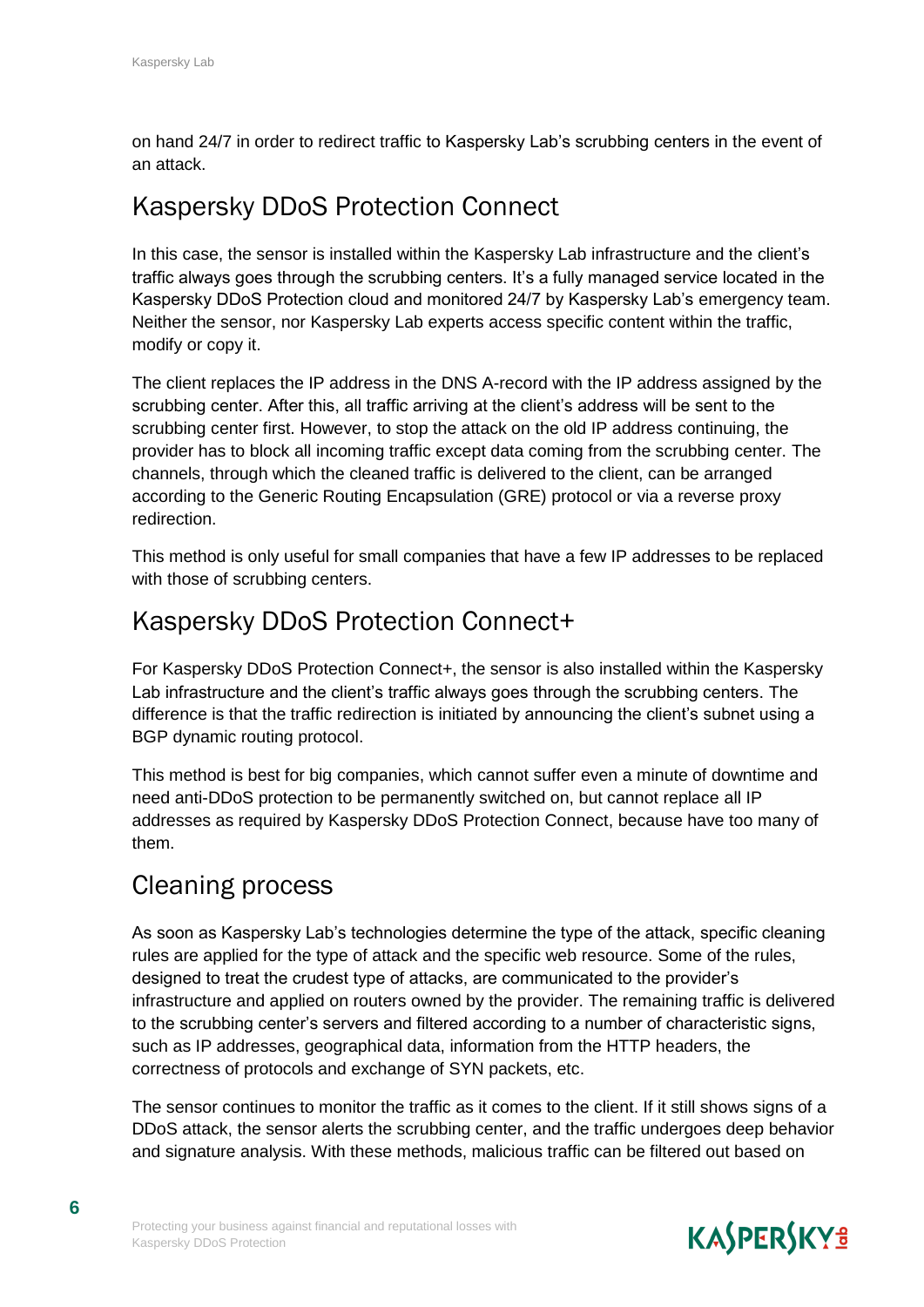on hand 24/7 in order to redirect traffic to Kaspersky Lab's scrubbing centers in the event of an attack.

## Kaspersky DDoS Protection Connect

In this case, the sensor is installed within the Kaspersky Lab infrastructure and the client's traffic always goes through the scrubbing centers. It's a fully managed service located in the Kaspersky DDoS Protection cloud and monitored 24/7 by Kaspersky Lab's emergency team. Neither the sensor, nor Kaspersky Lab experts access specific content within the traffic, modify or copy it.

The client replaces the IP address in the DNS A-record with the IP address assigned by the scrubbing center. After this, all traffic arriving at the client's address will be sent to the scrubbing center first. However, to stop the attack on the old IP address continuing, the provider has to block all incoming traffic except data coming from the scrubbing center. The channels, through which the cleaned traffic is delivered to the client, can be arranged according to the Generic Routing Encapsulation (GRE) protocol or via a reverse proxy redirection.

This method is only useful for small companies that have a few IP addresses to be replaced with those of scrubbing centers.

## Kaspersky DDoS Protection Connect+

For Kaspersky DDoS Protection Connect+, the sensor is also installed within the Kaspersky Lab infrastructure and the client's traffic always goes through the scrubbing centers. The difference is that the traffic redirection is initiated by announcing the client's subnet using a BGP dynamic routing protocol.

This method is best for big companies, which cannot suffer even a minute of downtime and need anti-DDoS protection to be permanently switched on, but cannot replace all IP addresses as required by Kaspersky DDoS Protection Connect, because have too many of them.

## Cleaning process

As soon as Kaspersky Lab's technologies determine the type of the attack, specific cleaning rules are applied for the type of attack and the specific web resource. Some of the rules, designed to treat the crudest type of attacks, are communicated to the provider's infrastructure and applied on routers owned by the provider. The remaining traffic is delivered to the scrubbing center's servers and filtered according to a number of characteristic signs, such as IP addresses, geographical data, information from the HTTP headers, the correctness of protocols and exchange of SYN packets, etc.

The sensor continues to monitor the traffic as it comes to the client. If it still shows signs of a DDoS attack, the sensor alerts the scrubbing center, and the traffic undergoes deep behavior and signature analysis. With these methods, malicious traffic can be filtered out based on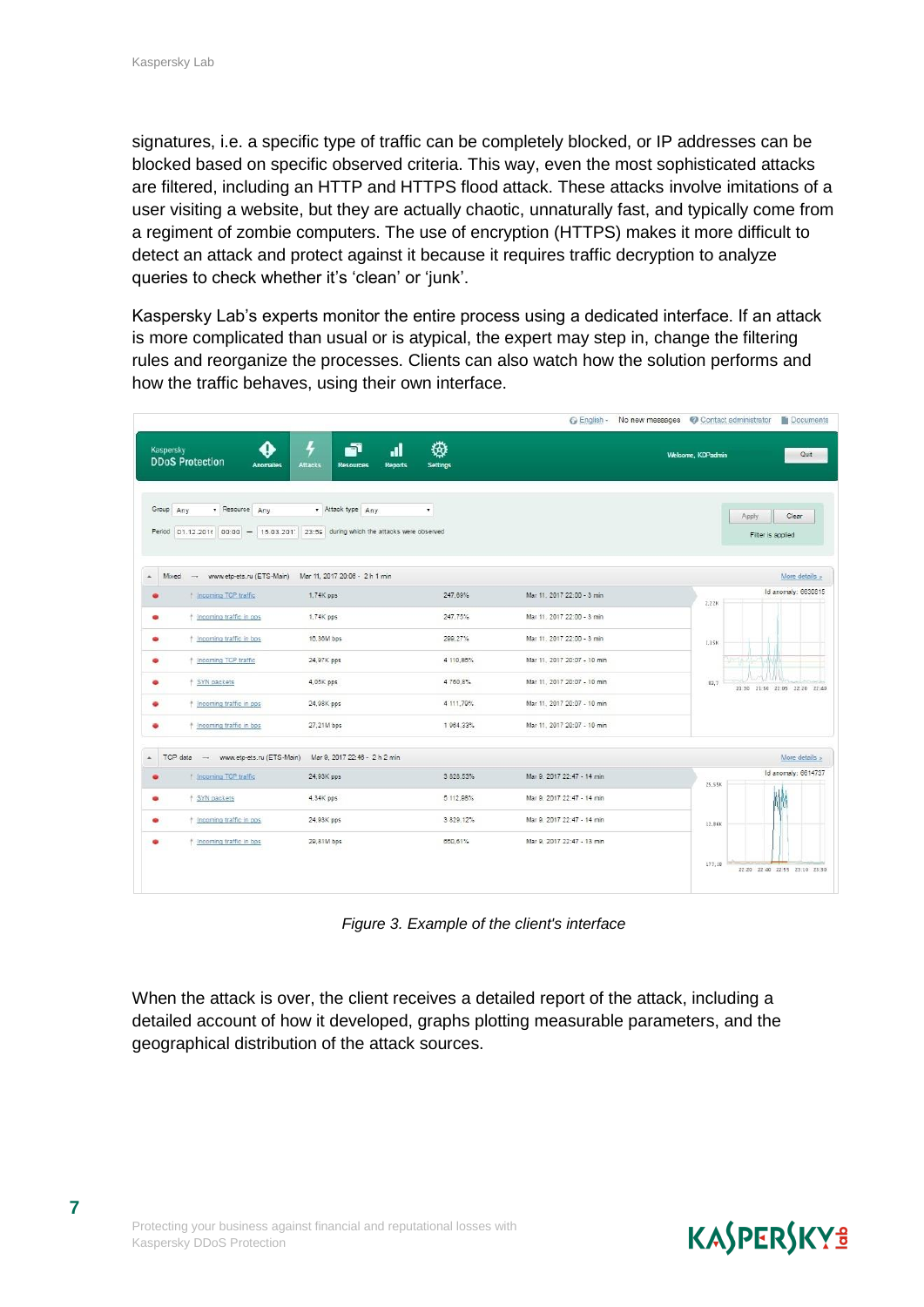signatures, i.e. a specific type of traffic can be completely blocked, or IP addresses can be blocked based on specific observed criteria. This way, even the most sophisticated attacks are filtered, including an HTTP and HTTPS flood attack. These attacks involve imitations of a user visiting a website, but they are actually chaotic, unnaturally fast, and typically come from a regiment of zombie computers. The use of encryption (HTTPS) makes it more difficult to detect an attack and protect against it because it requires traffic decryption to analyze queries to check whether it's 'clean' or 'junk'.

Kaspersky Lab's experts monitor the entire process using a dedicated interface. If an attack is more complicated than usual or is atypical, the expert may step in, change the filtering rules and reorganize the processes. Clients can also watch how the solution performs and how the traffic behaves, using their own interface.

*Figure 3. Example of the client's interface*

When the attack is over, the client receives a detailed report of the attack, including a detailed account of how it developed, graphs plotting measurable parameters, and the geographical distribution of the attack sources.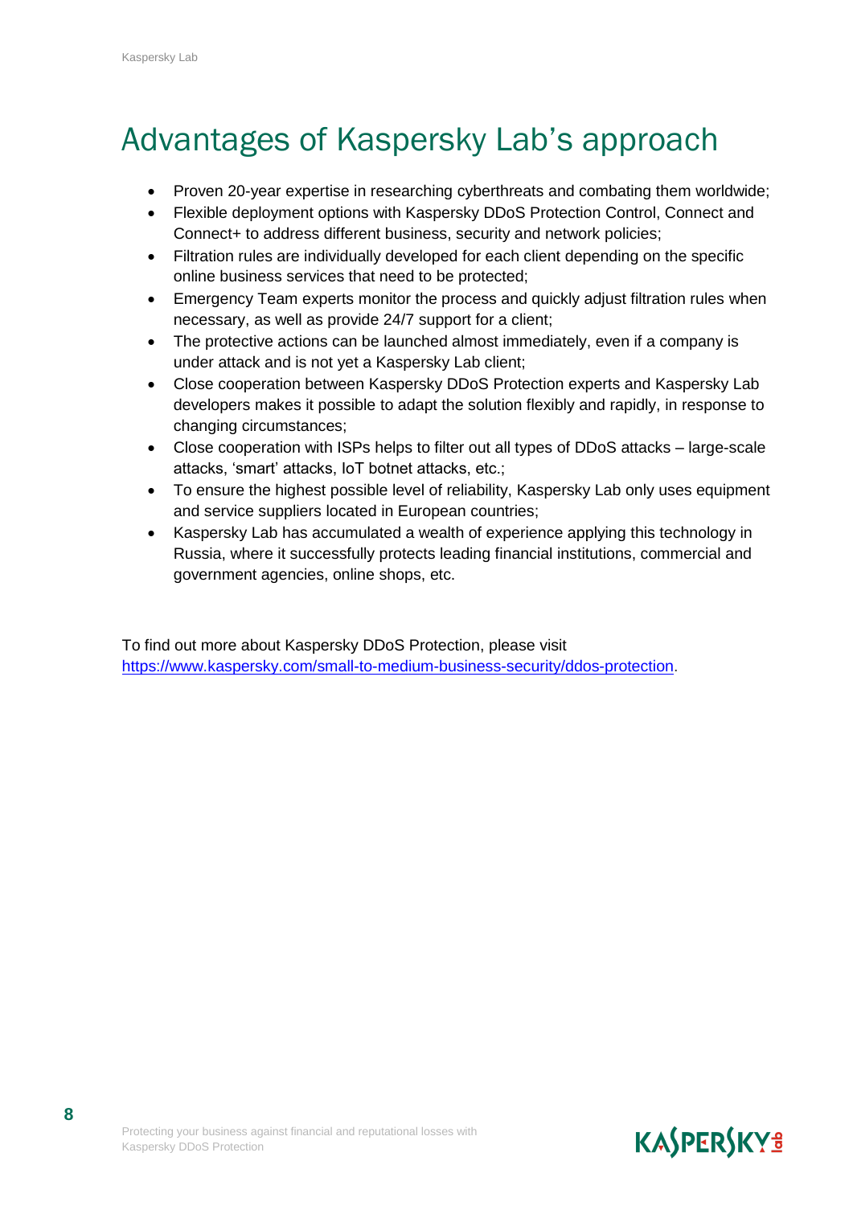# Advantages of Kaspersky Lab's approach

- Proven 20-year expertise in researching cyberthreats and combating them worldwide;
- Flexible deployment options with Kaspersky DDoS Protection Control, Connect and Connect+ to address different business, security and network policies;
- Filtration rules are individually developed for each client depending on the specific online business services that need to be protected;
- Emergency Team experts monitor the process and quickly adjust filtration rules when necessary, as well as provide 24/7 support for a client;
- The protective actions can be launched almost immediately, even if a company is under attack and is not yet a Kaspersky Lab client;
- Close cooperation between Kaspersky DDoS Protection experts and Kaspersky Lab developers makes it possible to adapt the solution flexibly and rapidly, in response to changing circumstances;
- Close cooperation with ISPs helps to filter out all types of DDoS attacks – large-scale attacks, 'smart' attacks, IoT botnet attacks, etc.;
- To ensure the highest possible level of reliability, Kaspersky Lab only uses equipment and service suppliers located in European countries;
- Kaspersky Lab has accumulated a wealth of experience applying this technology in Russia, where it successfully protects leading financial institutions, commercial and government agencies, online shops, etc.

To find out more about Kaspersky DDoS Protection, please visit [https://www.kaspersky.com/small-to-medium-business-security/ddos-protection](https://www.kaspersky.com/small-to-medium-business-security/ddos-protection).